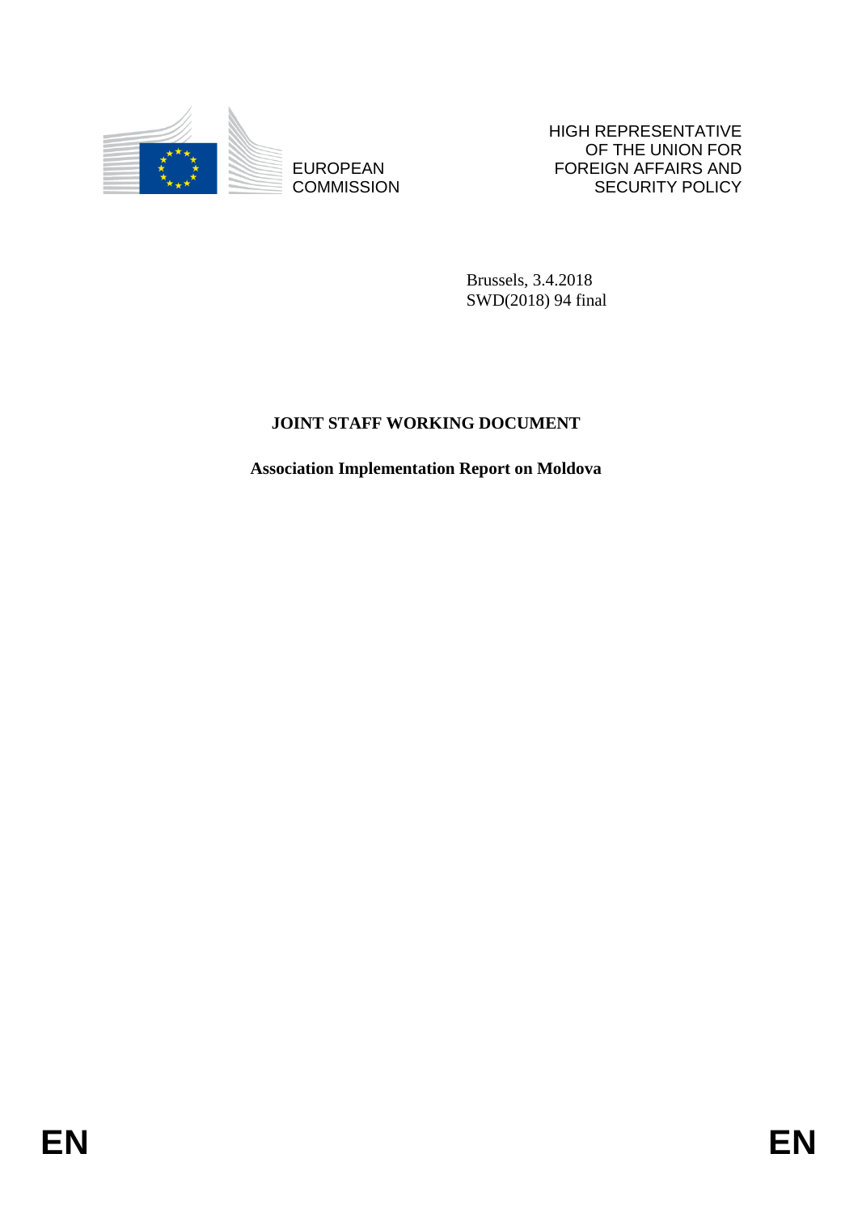EUROPEAN COMMISSION

HIGH REPRESENTATIVE OF THE UNION FOR FOREIGN AFFAIRS AND SECURITY POLICY

Brussels, 3.4.2018
SWD(2018) 94 final

**JOINT STAFF WORKING DOCUMENT**

**Association Implementation Report on Moldova**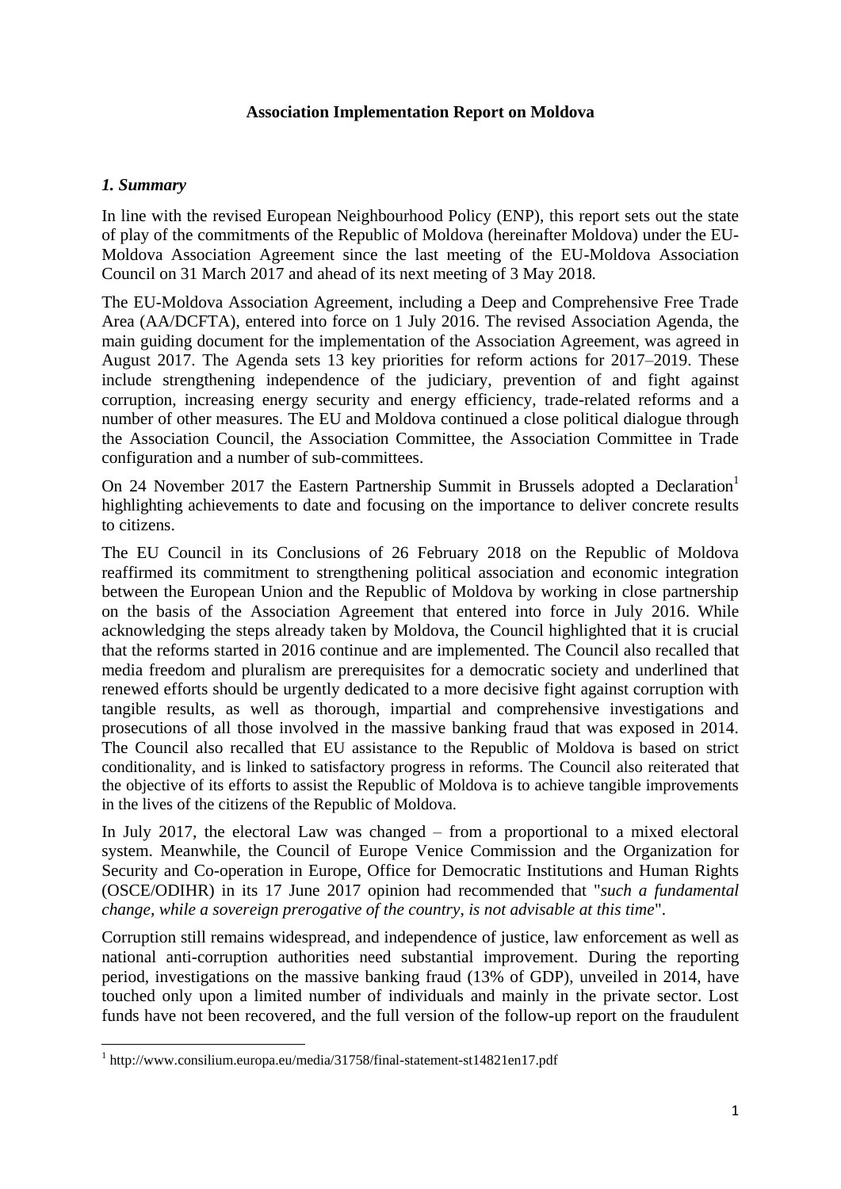**Association Implementation Report on Moldova**

## *1. Summary*

In line with the revised European Neighbourhood Policy (ENP), this report sets out the state of play of the commitments of the Republic of Moldova (hereinafter Moldova) under the EU-Moldova Association Agreement since the last meeting of the EU-Moldova Association Council on 31 March 2017 and ahead of its next meeting of 3 May 2018.

The EU-Moldova Association Agreement, including a Deep and Comprehensive Free Trade Area (AA/DCFTA), entered into force on 1 July 2016. The revised Association Agenda, the main guiding document for the implementation of the Association Agreement, was agreed in August 2017. The Agenda sets 13 key priorities for reform actions for 2017–2019. These include strengthening independence of the judiciary, prevention of and fight against corruption, increasing energy security and energy efficiency, trade-related reforms and a number of other measures. The EU and Moldova continued a close political dialogue through the Association Council, the Association Committee, the Association Committee in Trade configuration and a number of sub-committees.

On 24 November 2017 the Eastern Partnership Summit in Brussels adopted a Declaration[1] highlighting achievements to date and focusing on the importance to deliver concrete results to citizens.

The EU Council in its Conclusions of 26 February 2018 on the Republic of Moldova reaffirmed its commitment to strengthening political association and economic integration between the European Union and the Republic of Moldova by working in close partnership on the basis of the Association Agreement that entered into force in July 2016. While acknowledging the steps already taken by Moldova, the Council highlighted that it is crucial that the reforms started in 2016 continue and are implemented. The Council also recalled that media freedom and pluralism are prerequisites for a democratic society and underlined that renewed efforts should be urgently dedicated to a more decisive fight against corruption with tangible results, as well as thorough, impartial and comprehensive investigations and prosecutions of all those involved in the massive banking fraud that was exposed in 2014. The Council also recalled that EU assistance to the Republic of Moldova is based on strict conditionality, and is linked to satisfactory progress in reforms. The Council also reiterated that the objective of its efforts to assist the Republic of Moldova is to achieve tangible improvements in the lives of the citizens of the Republic of Moldova.

In July 2017, the electoral Law was changed – from a proportional to a mixed electoral system. Meanwhile, the Council of Europe Venice Commission and the Organization for Security and Co-operation in Europe, Office for Democratic Institutions and Human Rights (OSCE/ODIHR) in its 17 June 2017 opinion had recommended that "*such a fundamental change, while a sovereign prerogative of the country, is not advisable at this time*".

Corruption still remains widespread, and independence of justice, law enforcement as well as national anti-corruption authorities need substantial improvement. During the reporting period, investigations on the massive banking fraud (13% of GDP), unveiled in 2014, have touched only upon a limited number of individuals and mainly in the private sector. Lost funds have not been recovered, and the full version of the follow-up report on the fraudulent

[1] http://www.consilium.europa.eu/media/31758/final-statement-st14821en17.pdf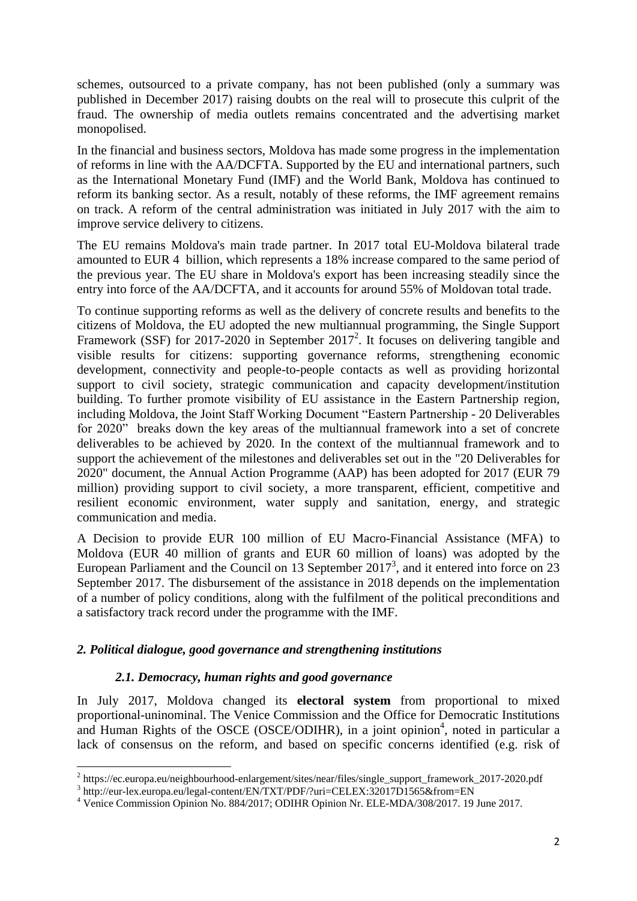schemes, outsourced to a private company, has not been published (only a summary was published in December 2017) raising doubts on the real will to prosecute this culprit of the fraud. The ownership of media outlets remains concentrated and the advertising market monopolised.

In the financial and business sectors, Moldova has made some progress in the implementation of reforms in line with the AA/DCFTA. Supported by the EU and international partners, such as the International Monetary Fund (IMF) and the World Bank, Moldova has continued to reform its banking sector. As a result, notably of these reforms, the IMF agreement remains on track. A reform of the central administration was initiated in July 2017 with the aim to improve service delivery to citizens.

The EU remains Moldova's main trade partner. In 2017 total EU-Moldova bilateral trade amounted to EUR 4 billion, which represents a 18% increase compared to the same period of the previous year. The EU share in Moldova's export has been increasing steadily since the entry into force of the AA/DCFTA, and it accounts for around 55% of Moldovan total trade.

To continue supporting reforms as well as the delivery of concrete results and benefits to the citizens of Moldova, the EU adopted the new multiannual programming, the Single Support Framework (SSF) for 2017-2020 in September 2017[2]. It focuses on delivering tangible and visible results for citizens: supporting governance reforms, strengthening economic development, connectivity and people-to-people contacts as well as providing horizontal support to civil society, strategic communication and capacity development/institution building. To further promote visibility of EU assistance in the Eastern Partnership region, including Moldova, the Joint Staff Working Document "Eastern Partnership - 20 Deliverables for 2020" breaks down the key areas of the multiannual framework into a set of concrete deliverables to be achieved by 2020. In the context of the multiannual framework and to support the achievement of the milestones and deliverables set out in the "20 Deliverables for 2020" document, the Annual Action Programme (AAP) has been adopted for 2017 (EUR 79 million) providing support to civil society, a more transparent, efficient, competitive and resilient economic environment, water supply and sanitation, energy, and strategic communication and media.

A Decision to provide EUR 100 million of EU Macro-Financial Assistance (MFA) to Moldova (EUR 40 million of grants and EUR 60 million of loans) was adopted by the European Parliament and the Council on 13 September 2017[3], and it entered into force on 23 September 2017. The disbursement of the assistance in 2018 depends on the implementation of a number of policy conditions, along with the fulfilment of the political preconditions and a satisfactory track record under the programme with the IMF.

## *2. Political dialogue, good governance and strengthening institutions*

### *2.1. Democracy, human rights and good governance*

In July 2017, Moldova changed its **electoral system** from proportional to mixed proportional-uninominal. The Venice Commission and the Office for Democratic Institutions and Human Rights of the OSCE (OSCE/ODIHR), in a joint opinion[4], noted in particular a lack of consensus on the reform, and based on specific concerns identified (e.g. risk of

---

[2] https://ec.europa.eu/neighbourhood-enlargement/sites/near/files/single_support_framework_2017-2020.pdf

[3] http://eur-lex.europa.eu/legal-content/EN/TXT/PDF/?uri=CELEX:32017D1565&from=EN

[4] Venice Commission Opinion No. 884/2017; ODIHR Opinion Nr. ELE-MDA/308/2017. 19 June 2017.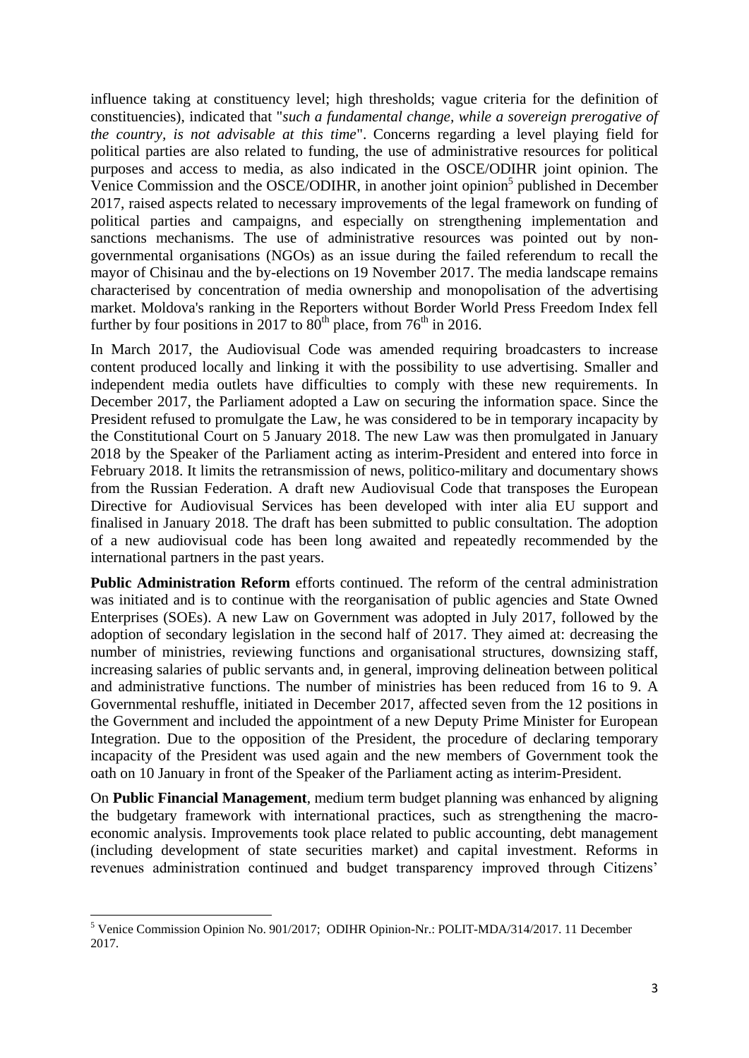influence taking at constituency level; high thresholds; vague criteria for the definition of constituencies), indicated that "*such a fundamental change, while a sovereign prerogative of the country, is not advisable at this time*". Concerns regarding a level playing field for political parties are also related to funding, the use of administrative resources for political purposes and access to media, as also indicated in the OSCE/ODIHR joint opinion. The Venice Commission and the OSCE/ODIHR, in another joint opinion[5] published in December 2017, raised aspects related to necessary improvements of the legal framework on funding of political parties and campaigns, and especially on strengthening implementation and sanctions mechanisms. The use of administrative resources was pointed out by non-governmental organisations (NGOs) as an issue during the failed referendum to recall the mayor of Chisinau and the by-elections on 19 November 2017. The media landscape remains characterised by concentration of media ownership and monopolisation of the advertising market. Moldova's ranking in the Reporters without Border World Press Freedom Index fell further by four positions in 2017 to 80th place, from 76th in 2016.

In March 2017, the Audiovisual Code was amended requiring broadcasters to increase content produced locally and linking it with the possibility to use advertising. Smaller and independent media outlets have difficulties to comply with these new requirements. In December 2017, the Parliament adopted a Law on securing the information space. Since the President refused to promulgate the Law, he was considered to be in temporary incapacity by the Constitutional Court on 5 January 2018. The new Law was then promulgated in January 2018 by the Speaker of the Parliament acting as interim-President and entered into force in February 2018. It limits the retransmission of news, politico-military and documentary shows from the Russian Federation. A draft new Audiovisual Code that transposes the European Directive for Audiovisual Services has been developed with inter alia EU support and finalised in January 2018. The draft has been submitted to public consultation. The adoption of a new audiovisual code has been long awaited and repeatedly recommended by the international partners in the past years.

**Public Administration Reform** efforts continued. The reform of the central administration was initiated and is to continue with the reorganisation of public agencies and State Owned Enterprises (SOEs). A new Law on Government was adopted in July 2017, followed by the adoption of secondary legislation in the second half of 2017. They aimed at: decreasing the number of ministries, reviewing functions and organisational structures, downsizing staff, increasing salaries of public servants and, in general, improving delineation between political and administrative functions. The number of ministries has been reduced from 16 to 9. A Governmental reshuffle, initiated in December 2017, affected seven from the 12 positions in the Government and included the appointment of a new Deputy Prime Minister for European Integration. Due to the opposition of the President, the procedure of declaring temporary incapacity of the President was used again and the new members of Government took the oath on 10 January in front of the Speaker of the Parliament acting as interim-President.

On **Public Financial Management**, medium term budget planning was enhanced by aligning the budgetary framework with international practices, such as strengthening the macro-economic analysis. Improvements took place related to public accounting, debt management (including development of state securities market) and capital investment. Reforms in revenues administration continued and budget transparency improved through Citizens'

---

[5] Venice Commission Opinion No. 901/2017; ODIHR Opinion-Nr.: POLIT-MDA/314/2017. 11 December 2017.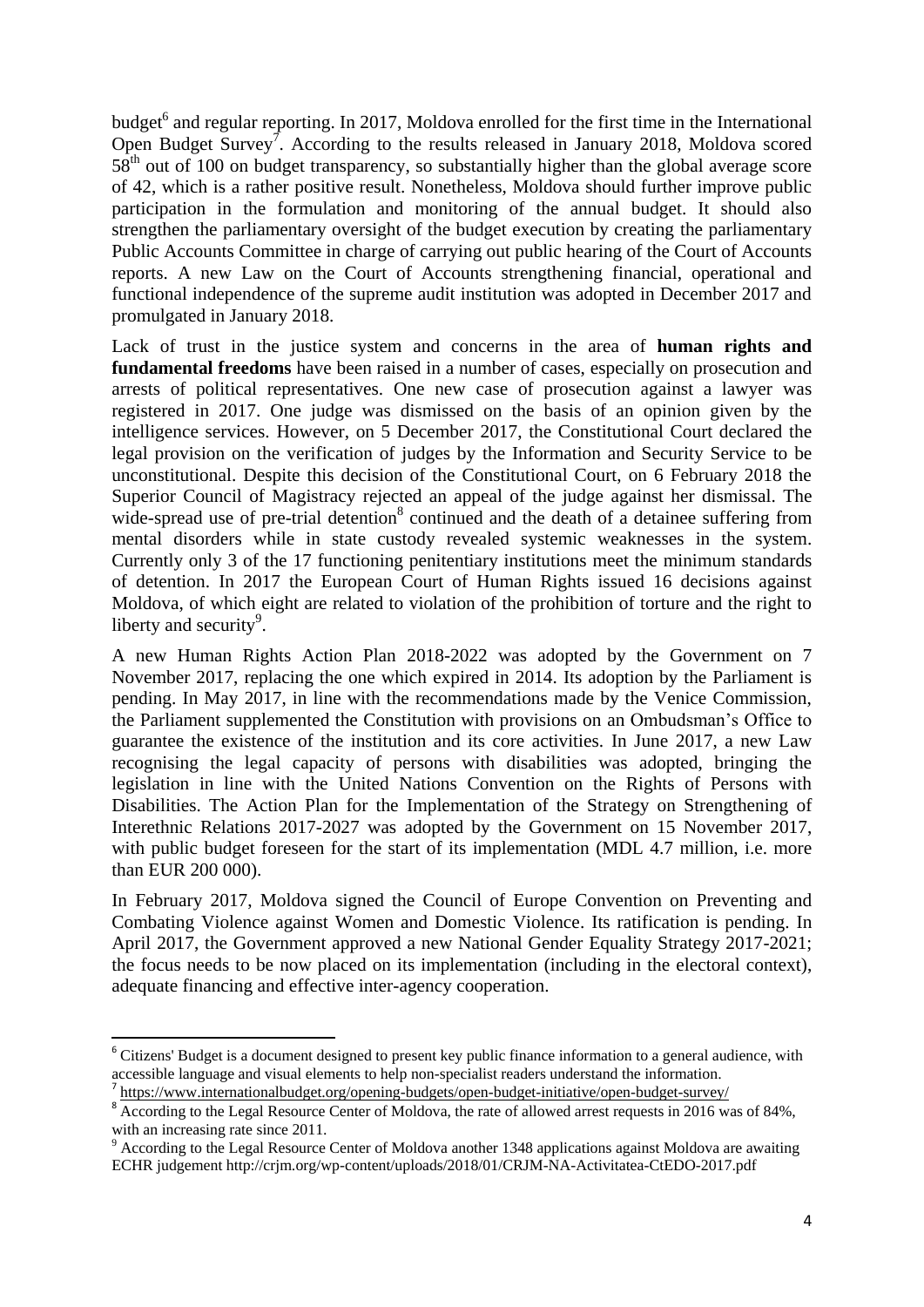budget[6] and regular reporting. In 2017, Moldova enrolled for the first time in the International Open Budget Survey[7]. According to the results released in January 2018, Moldova scored 58[th] out of 100 on budget transparency, so substantially higher than the global average score of 42, which is a rather positive result. Nonetheless, Moldova should further improve public participation in the formulation and monitoring of the annual budget. It should also strengthen the parliamentary oversight of the budget execution by creating the parliamentary Public Accounts Committee in charge of carrying out public hearing of the Court of Accounts reports. A new Law on the Court of Accounts strengthening financial, operational and functional independence of the supreme audit institution was adopted in December 2017 and promulgated in January 2018.

Lack of trust in the justice system and concerns in the area of **human rights and fundamental freedoms** have been raised in a number of cases, especially on prosecution and arrests of political representatives. One new case of prosecution against a lawyer was registered in 2017. One judge was dismissed on the basis of an opinion given by the intelligence services. However, on 5 December 2017, the Constitutional Court declared the legal provision on the verification of judges by the Information and Security Service to be unconstitutional. Despite this decision of the Constitutional Court, on 6 February 2018 the Superior Council of Magistracy rejected an appeal of the judge against her dismissal. The wide-spread use of pre-trial detention[8] continued and the death of a detainee suffering from mental disorders while in state custody revealed systemic weaknesses in the system. Currently only 3 of the 17 functioning penitentiary institutions meet the minimum standards of detention. In 2017 the European Court of Human Rights issued 16 decisions against Moldova, of which eight are related to violation of the prohibition of torture and the right to liberty and security[9].

A new Human Rights Action Plan 2018-2022 was adopted by the Government on 7 November 2017, replacing the one which expired in 2014. Its adoption by the Parliament is pending. In May 2017, in line with the recommendations made by the Venice Commission, the Parliament supplemented the Constitution with provisions on an Ombudsman's Office to guarantee the existence of the institution and its core activities. In June 2017, a new Law recognising the legal capacity of persons with disabilities was adopted, bringing the legislation in line with the United Nations Convention on the Rights of Persons with Disabilities. The Action Plan for the Implementation of the Strategy on Strengthening of Interethnic Relations 2017-2027 was adopted by the Government on 15 November 2017, with public budget foreseen for the start of its implementation (MDL 4.7 million, i.e. more than EUR 200 000).

In February 2017, Moldova signed the Council of Europe Convention on Preventing and Combating Violence against Women and Domestic Violence. Its ratification is pending. In April 2017, the Government approved a new National Gender Equality Strategy 2017-2021; the focus needs to be now placed on its implementation (including in the electoral context), adequate financing and effective inter-agency cooperation.

---

[6] Citizens' Budget is a document designed to present key public finance information to a general audience, with accessible language and visual elements to help non-specialist readers understand the information.

[7] https://www.internationalbudget.org/opening-budgets/open-budget-initiative/open-budget-survey/

[8] According to the Legal Resource Center of Moldova, the rate of allowed arrest requests in 2016 was of 84%, with an increasing rate since 2011.

[9] According to the Legal Resource Center of Moldova another 1348 applications against Moldova are awaiting ECHR judgement http://crjm.org/wp-content/uploads/2018/01/CRJM-NA-Activitatea-CtEDO-2017.pdf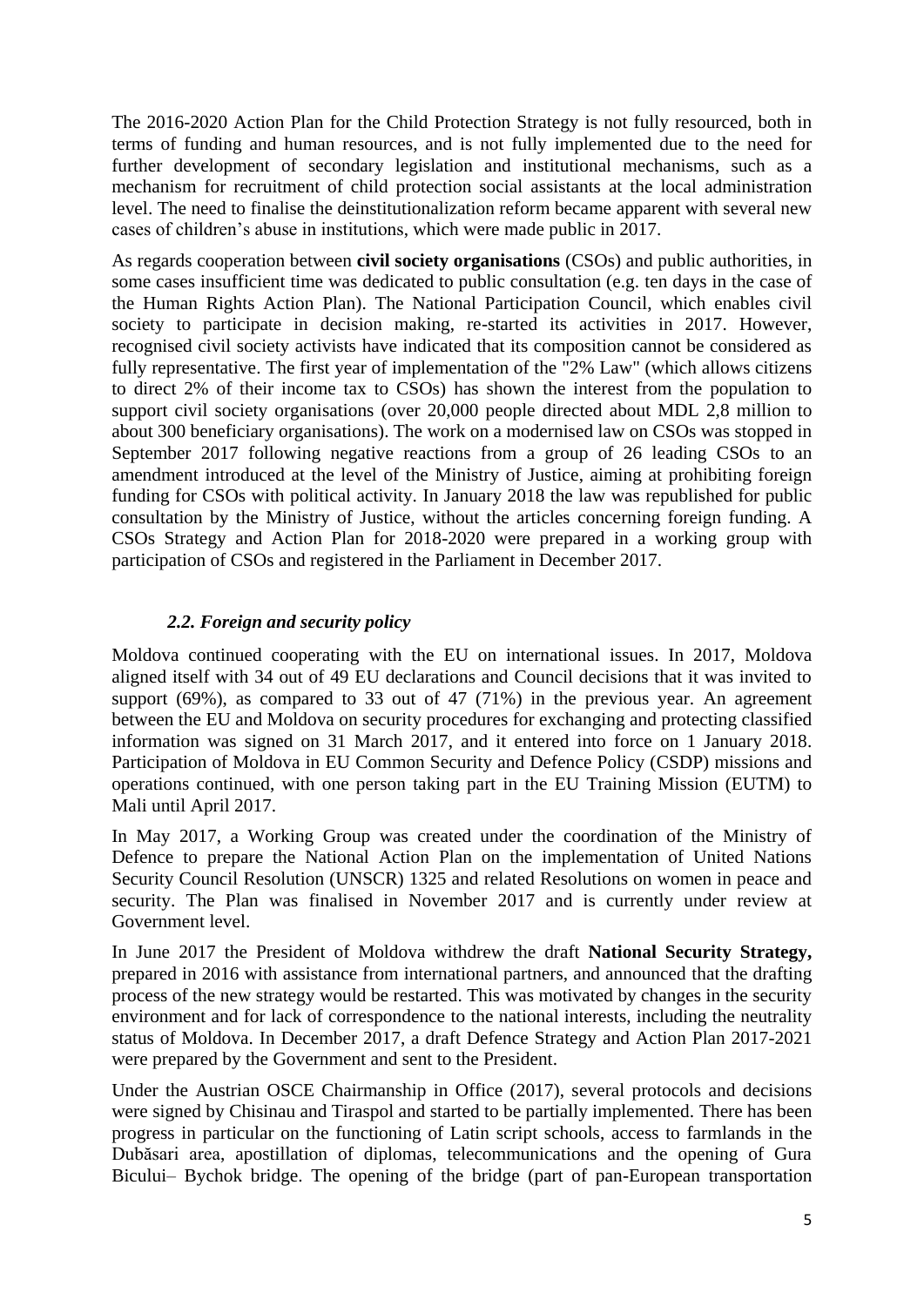The 2016-2020 Action Plan for the Child Protection Strategy is not fully resourced, both in terms of funding and human resources, and is not fully implemented due to the need for further development of secondary legislation and institutional mechanisms, such as a mechanism for recruitment of child protection social assistants at the local administration level. The need to finalise the deinstitutionalization reform became apparent with several new cases of children's abuse in institutions, which were made public in 2017.

As regards cooperation between **civil society organisations** (CSOs) and public authorities, in some cases insufficient time was dedicated to public consultation (e.g. ten days in the case of the Human Rights Action Plan). The National Participation Council, which enables civil society to participate in decision making, re-started its activities in 2017. However, recognised civil society activists have indicated that its composition cannot be considered as fully representative. The first year of implementation of the "2% Law" (which allows citizens to direct 2% of their income tax to CSOs) has shown the interest from the population to support civil society organisations (over 20,000 people directed about MDL 2,8 million to about 300 beneficiary organisations). The work on a modernised law on CSOs was stopped in September 2017 following negative reactions from a group of 26 leading CSOs to an amendment introduced at the level of the Ministry of Justice, aiming at prohibiting foreign funding for CSOs with political activity. In January 2018 the law was republished for public consultation by the Ministry of Justice, without the articles concerning foreign funding. A CSOs Strategy and Action Plan for 2018-2020 were prepared in a working group with participation of CSOs and registered in the Parliament in December 2017.

### *2.2. Foreign and security policy*

Moldova continued cooperating with the EU on international issues. In 2017, Moldova aligned itself with 34 out of 49 EU declarations and Council decisions that it was invited to support (69%), as compared to 33 out of 47 (71%) in the previous year. An agreement between the EU and Moldova on security procedures for exchanging and protecting classified information was signed on 31 March 2017, and it entered into force on 1 January 2018. Participation of Moldova in EU Common Security and Defence Policy (CSDP) missions and operations continued, with one person taking part in the EU Training Mission (EUTM) to Mali until April 2017.

In May 2017, a Working Group was created under the coordination of the Ministry of Defence to prepare the National Action Plan on the implementation of United Nations Security Council Resolution (UNSCR) 1325 and related Resolutions on women in peace and security. The Plan was finalised in November 2017 and is currently under review at Government level.

In June 2017 the President of Moldova withdrew the draft **National Security Strategy,** prepared in 2016 with assistance from international partners, and announced that the drafting process of the new strategy would be restarted. This was motivated by changes in the security environment and for lack of correspondence to the national interests, including the neutrality status of Moldova. In December 2017, a draft Defence Strategy and Action Plan 2017-2021 were prepared by the Government and sent to the President.

Under the Austrian OSCE Chairmanship in Office (2017), several protocols and decisions were signed by Chisinau and Tiraspol and started to be partially implemented. There has been progress in particular on the functioning of Latin script schools, access to farmlands in the Dubăsari area, apostillation of diplomas, telecommunications and the opening of Gura Bicului– Bychok bridge. The opening of the bridge (part of pan-European transportation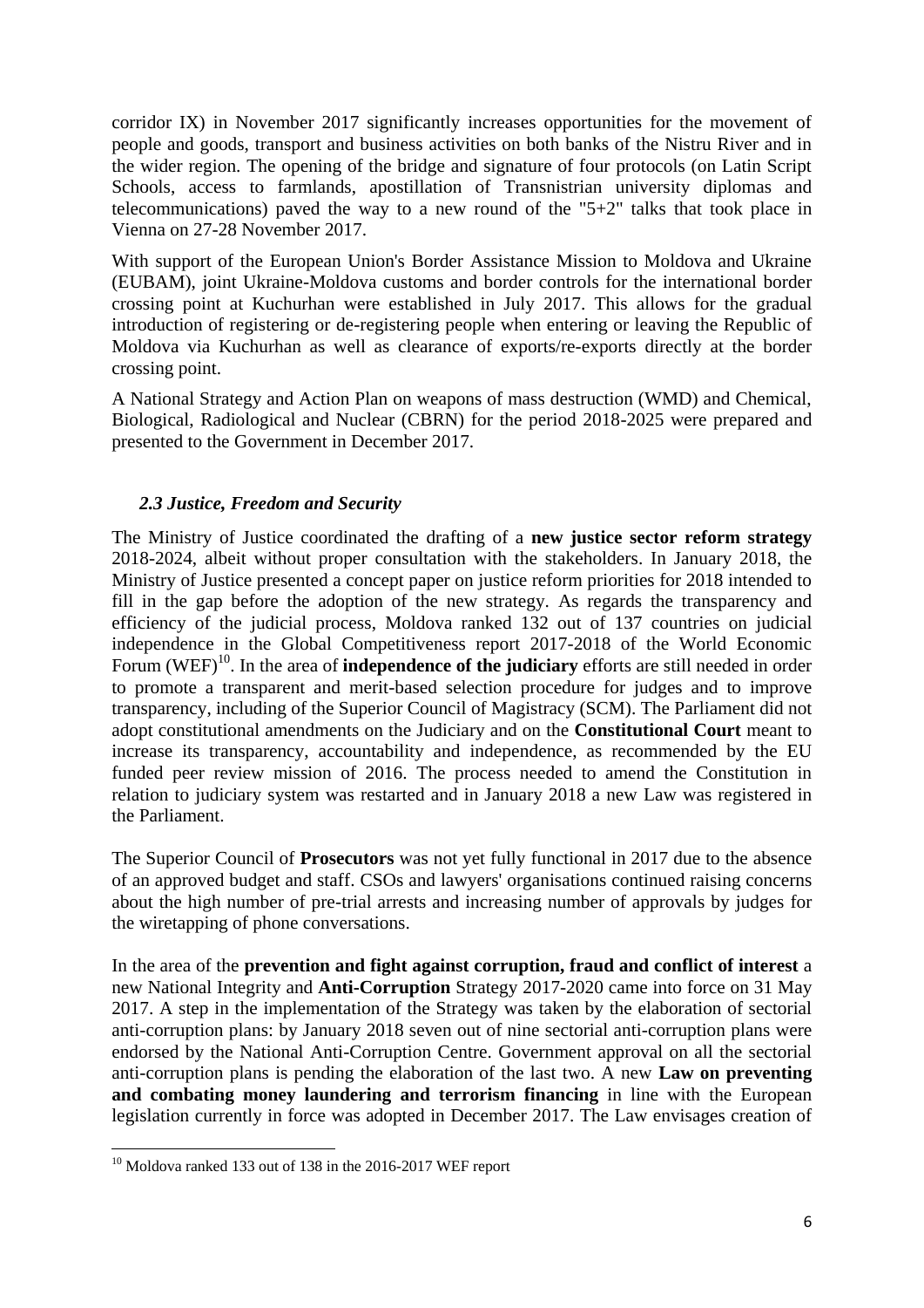corridor IX) in November 2017 significantly increases opportunities for the movement of people and goods, transport and business activities on both banks of the Nistru River and in the wider region. The opening of the bridge and signature of four protocols (on Latin Script Schools, access to farmlands, apostillation of Transnistrian university diplomas and telecommunications) paved the way to a new round of the "5+2" talks that took place in Vienna on 27-28 November 2017.

With support of the European Union's Border Assistance Mission to Moldova and Ukraine (EUBAM), joint Ukraine-Moldova customs and border controls for the international border crossing point at Kuchurhan were established in July 2017. This allows for the gradual introduction of registering or de-registering people when entering or leaving the Republic of Moldova via Kuchurhan as well as clearance of exports/re-exports directly at the border crossing point.

A National Strategy and Action Plan on weapons of mass destruction (WMD) and Chemical, Biological, Radiological and Nuclear (CBRN) for the period 2018-2025 were prepared and presented to the Government in December 2017.

### *2.3 Justice, Freedom and Security*

The Ministry of Justice coordinated the drafting of a **new justice sector reform strategy** 2018-2024, albeit without proper consultation with the stakeholders. In January 2018, the Ministry of Justice presented a concept paper on justice reform priorities for 2018 intended to fill in the gap before the adoption of the new strategy. As regards the transparency and efficiency of the judicial process, Moldova ranked 132 out of 137 countries on judicial independence in the Global Competitiveness report 2017-2018 of the World Economic Forum (WEF)[10]. In the area of **independence of the judiciary** efforts are still needed in order to promote a transparent and merit-based selection procedure for judges and to improve transparency, including of the Superior Council of Magistracy (SCM). The Parliament did not adopt constitutional amendments on the Judiciary and on the **Constitutional Court** meant to increase its transparency, accountability and independence, as recommended by the EU funded peer review mission of 2016. The process needed to amend the Constitution in relation to judiciary system was restarted and in January 2018 a new Law was registered in the Parliament.

The Superior Council of **Prosecutors** was not yet fully functional in 2017 due to the absence of an approved budget and staff. CSOs and lawyers' organisations continued raising concerns about the high number of pre-trial arrests and increasing number of approvals by judges for the wiretapping of phone conversations.

In the area of the **prevention and fight against corruption, fraud and conflict of interest** a new National Integrity and **Anti-Corruption** Strategy 2017-2020 came into force on 31 May 2017. A step in the implementation of the Strategy was taken by the elaboration of sectorial anti-corruption plans: by January 2018 seven out of nine sectorial anti-corruption plans were endorsed by the National Anti-Corruption Centre. Government approval on all the sectorial anti-corruption plans is pending the elaboration of the last two. A new **Law on preventing and combating money laundering and terrorism financing** in line with the European legislation currently in force was adopted in December 2017. The Law envisages creation of

[10] Moldova ranked 133 out of 138 in the 2016-2017 WEF report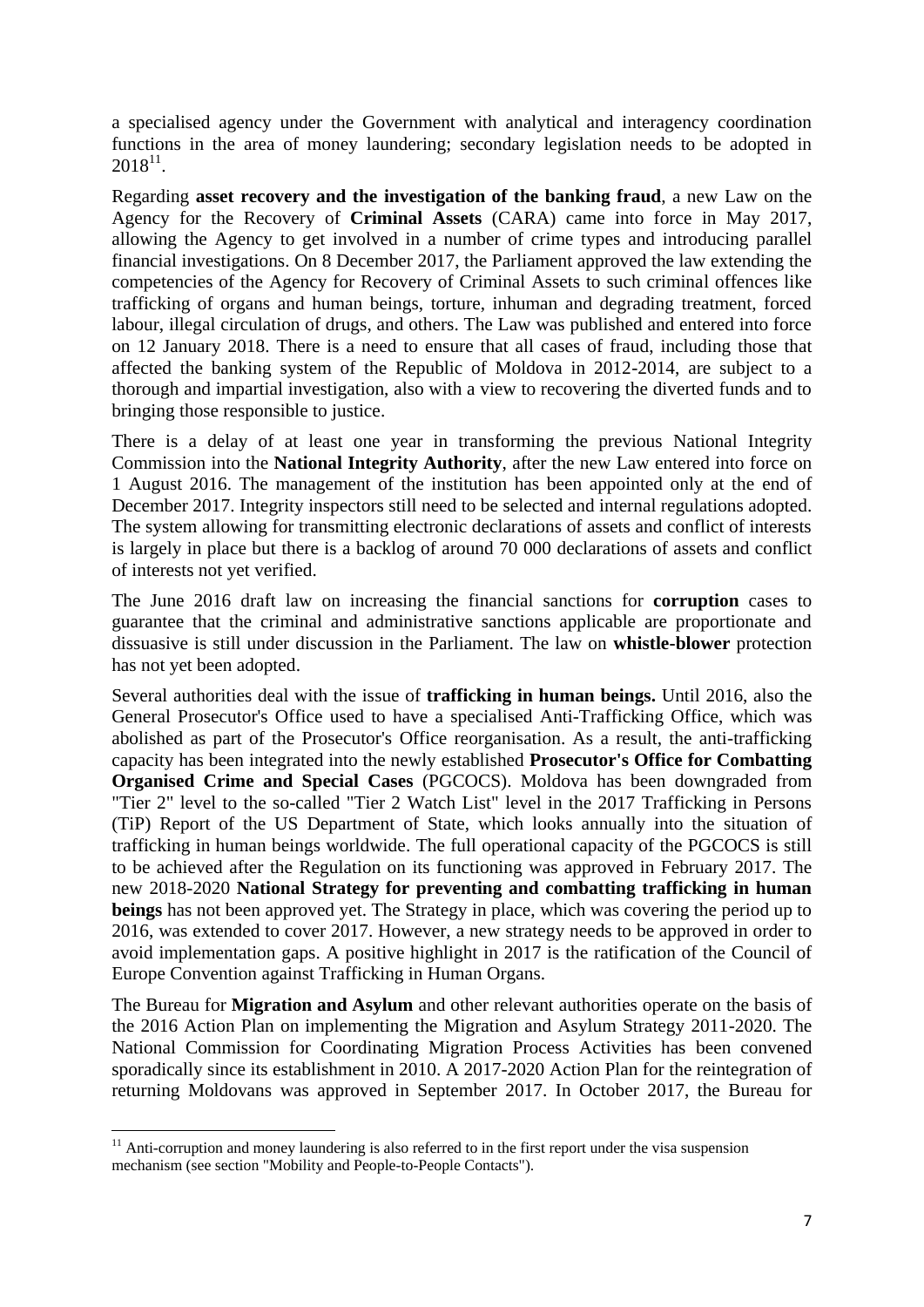a specialised agency under the Government with analytical and interagency coordination functions in the area of money laundering; secondary legislation needs to be adopted in 2018[11].

Regarding **asset recovery and the investigation of the banking fraud**, a new Law on the Agency for the Recovery of **Criminal Assets** (CARA) came into force in May 2017, allowing the Agency to get involved in a number of crime types and introducing parallel financial investigations. On 8 December 2017, the Parliament approved the law extending the competencies of the Agency for Recovery of Criminal Assets to such criminal offences like trafficking of organs and human beings, torture, inhuman and degrading treatment, forced labour, illegal circulation of drugs, and others. The Law was published and entered into force on 12 January 2018. There is a need to ensure that all cases of fraud, including those that affected the banking system of the Republic of Moldova in 2012-2014, are subject to a thorough and impartial investigation, also with a view to recovering the diverted funds and to bringing those responsible to justice.

There is a delay of at least one year in transforming the previous National Integrity Commission into the **National Integrity Authority**, after the new Law entered into force on 1 August 2016. The management of the institution has been appointed only at the end of December 2017. Integrity inspectors still need to be selected and internal regulations adopted. The system allowing for transmitting electronic declarations of assets and conflict of interests is largely in place but there is a backlog of around 70 000 declarations of assets and conflict of interests not yet verified.

The June 2016 draft law on increasing the financial sanctions for **corruption** cases to guarantee that the criminal and administrative sanctions applicable are proportionate and dissuasive is still under discussion in the Parliament. The law on **whistle-blower** protection has not yet been adopted.

Several authorities deal with the issue of **trafficking in human beings.** Until 2016, also the General Prosecutor's Office used to have a specialised Anti-Trafficking Office, which was abolished as part of the Prosecutor's Office reorganisation. As a result, the anti-trafficking capacity has been integrated into the newly established **Prosecutor's Office for Combatting Organised Crime and Special Cases** (PGCOCS). Moldova has been downgraded from "Tier 2" level to the so-called "Tier 2 Watch List" level in the 2017 Trafficking in Persons (TiP) Report of the US Department of State, which looks annually into the situation of trafficking in human beings worldwide. The full operational capacity of the PGCOCS is still to be achieved after the Regulation on its functioning was approved in February 2017. The new 2018-2020 **National Strategy for preventing and combatting trafficking in human beings** has not been approved yet. The Strategy in place, which was covering the period up to 2016, was extended to cover 2017. However, a new strategy needs to be approved in order to avoid implementation gaps. A positive highlight in 2017 is the ratification of the Council of Europe Convention against Trafficking in Human Organs.

The Bureau for **Migration and Asylum** and other relevant authorities operate on the basis of the 2016 Action Plan on implementing the Migration and Asylum Strategy 2011-2020. The National Commission for Coordinating Migration Process Activities has been convened sporadically since its establishment in 2010. A 2017-2020 Action Plan for the reintegration of returning Moldovans was approved in September 2017. In October 2017, the Bureau for

[11] Anti-corruption and money laundering is also referred to in the first report under the visa suspension mechanism (see section "Mobility and People-to-People Contacts").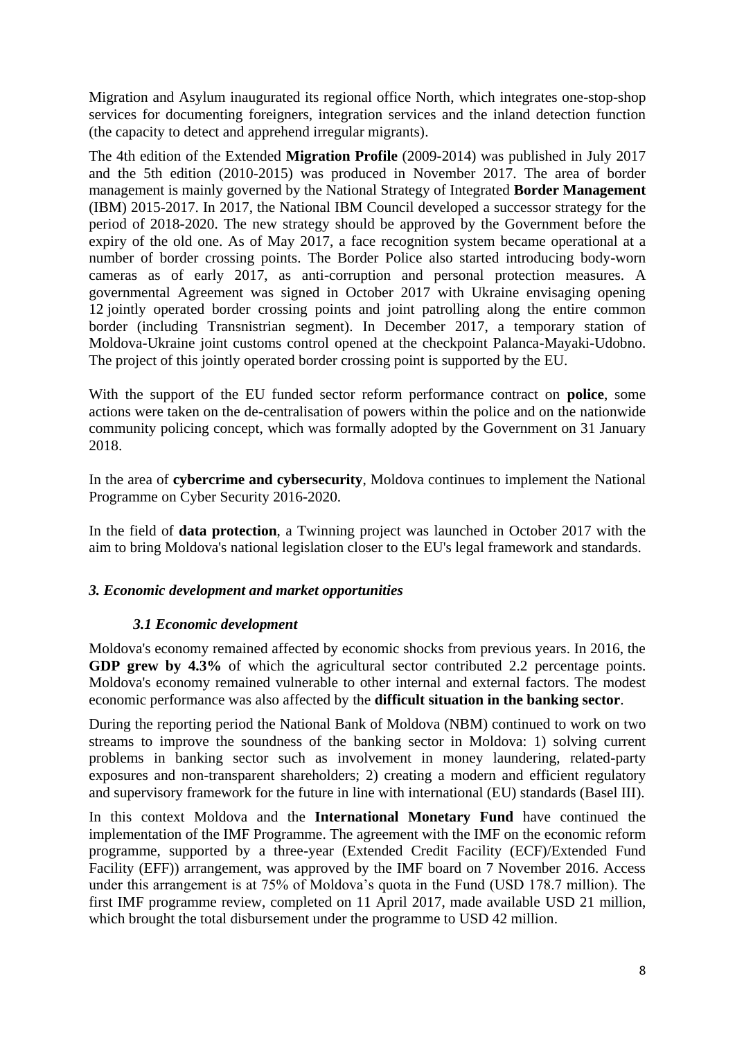Migration and Asylum inaugurated its regional office North, which integrates one-stop-shop services for documenting foreigners, integration services and the inland detection function (the capacity to detect and apprehend irregular migrants).

The 4th edition of the Extended **Migration Profile** (2009-2014) was published in July 2017 and the 5th edition (2010-2015) was produced in November 2017. The area of border management is mainly governed by the National Strategy of Integrated **Border Management** (IBM) 2015-2017. In 2017, the National IBM Council developed a successor strategy for the period of 2018-2020. The new strategy should be approved by the Government before the expiry of the old one. As of May 2017, a face recognition system became operational at a number of border crossing points. The Border Police also started introducing body-worn cameras as of early 2017, as anti-corruption and personal protection measures. A governmental Agreement was signed in October 2017 with Ukraine envisaging opening 12 jointly operated border crossing points and joint patrolling along the entire common border (including Transnistrian segment). In December 2017, a temporary station of Moldova-Ukraine joint customs control opened at the checkpoint Palanca-Mayaki-Udobno. The project of this jointly operated border crossing point is supported by the EU.

With the support of the EU funded sector reform performance contract on **police**, some actions were taken on the de-centralisation of powers within the police and on the nationwide community policing concept, which was formally adopted by the Government on 31 January 2018.

In the area of **cybercrime and cybersecurity**, Moldova continues to implement the National Programme on Cyber Security 2016-2020.

In the field of **data protection**, a Twinning project was launched in October 2017 with the aim to bring Moldova's national legislation closer to the EU's legal framework and standards.

## *3. Economic development and market opportunities*

### *3.1 Economic development*

Moldova's economy remained affected by economic shocks from previous years. In 2016, the **GDP grew by 4.3%** of which the agricultural sector contributed 2.2 percentage points. Moldova's economy remained vulnerable to other internal and external factors. The modest economic performance was also affected by the **difficult situation in the banking sector**.

During the reporting period the National Bank of Moldova (NBM) continued to work on two streams to improve the soundness of the banking sector in Moldova: 1) solving current problems in banking sector such as involvement in money laundering, related-party exposures and non-transparent shareholders; 2) creating a modern and efficient regulatory and supervisory framework for the future in line with international (EU) standards (Basel III).

In this context Moldova and the **International Monetary Fund** have continued the implementation of the IMF Programme. The agreement with the IMF on the economic reform programme, supported by a three-year (Extended Credit Facility (ECF)/Extended Fund Facility (EFF)) arrangement, was approved by the IMF board on 7 November 2016. Access under this arrangement is at 75% of Moldova's quota in the Fund (USD 178.7 million). The first IMF programme review, completed on 11 April 2017, made available USD 21 million, which brought the total disbursement under the programme to USD 42 million.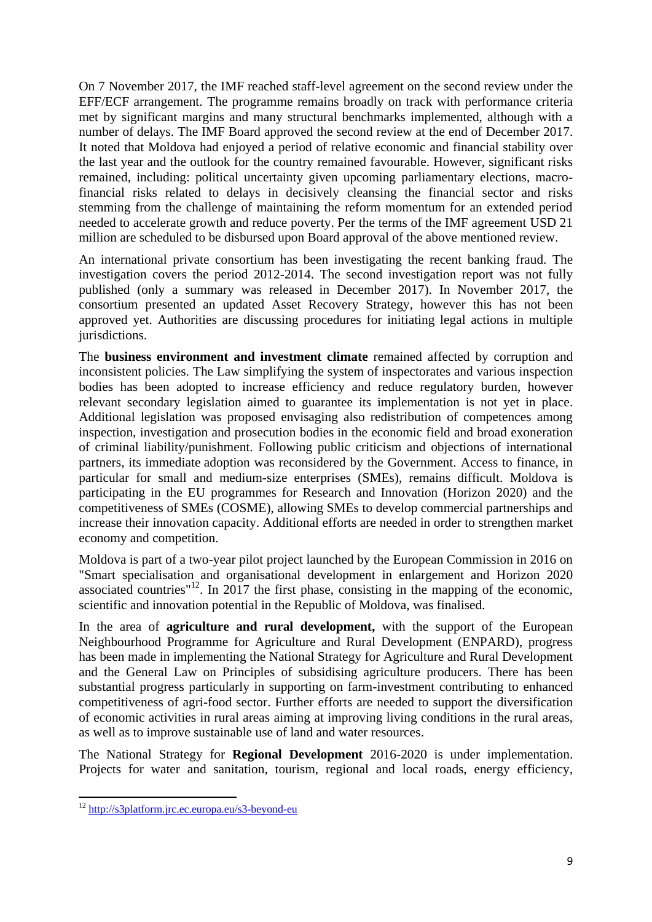On 7 November 2017, the IMF reached staff-level agreement on the second review under the EFF/ECF arrangement. The programme remains broadly on track with performance criteria met by significant margins and many structural benchmarks implemented, although with a number of delays. The IMF Board approved the second review at the end of December 2017. It noted that Moldova had enjoyed a period of relative economic and financial stability over the last year and the outlook for the country remained favourable. However, significant risks remained, including: political uncertainty given upcoming parliamentary elections, macro-financial risks related to delays in decisively cleansing the financial sector and risks stemming from the challenge of maintaining the reform momentum for an extended period needed to accelerate growth and reduce poverty. Per the terms of the IMF agreement USD 21 million are scheduled to be disbursed upon Board approval of the above mentioned review.

An international private consortium has been investigating the recent banking fraud. The investigation covers the period 2012-2014. The second investigation report was not fully published (only a summary was released in December 2017). In November 2017, the consortium presented an updated Asset Recovery Strategy, however this has not been approved yet. Authorities are discussing procedures for initiating legal actions in multiple jurisdictions.

The **business environment and investment climate** remained affected by corruption and inconsistent policies. The Law simplifying the system of inspectorates and various inspection bodies has been adopted to increase efficiency and reduce regulatory burden, however relevant secondary legislation aimed to guarantee its implementation is not yet in place. Additional legislation was proposed envisaging also redistribution of competences among inspection, investigation and prosecution bodies in the economic field and broad exoneration of criminal liability/punishment. Following public criticism and objections of international partners, its immediate adoption was reconsidered by the Government. Access to finance, in particular for small and medium-size enterprises (SMEs), remains difficult. Moldova is participating in the EU programmes for Research and Innovation (Horizon 2020) and the competitiveness of SMEs (COSME), allowing SMEs to develop commercial partnerships and increase their innovation capacity. Additional efforts are needed in order to strengthen market economy and competition.

Moldova is part of a two-year pilot project launched by the European Commission in 2016 on "Smart specialisation and organisational development in enlargement and Horizon 2020 associated countries"[12]. In 2017 the first phase, consisting in the mapping of the economic, scientific and innovation potential in the Republic of Moldova, was finalised.

In the area of **agriculture and rural development,** with the support of the European Neighbourhood Programme for Agriculture and Rural Development (ENPARD), progress has been made in implementing the National Strategy for Agriculture and Rural Development and the General Law on Principles of subsidising agriculture producers. There has been substantial progress particularly in supporting on farm-investment contributing to enhanced competitiveness of agri-food sector. Further efforts are needed to support the diversification of economic activities in rural areas aiming at improving living conditions in the rural areas, as well as to improve sustainable use of land and water resources.

The National Strategy for **Regional Development** 2016-2020 is under implementation. Projects for water and sanitation, tourism, regional and local roads, energy efficiency,

[12] http://s3platform.jrc.ec.europa.eu/s3-beyond-eu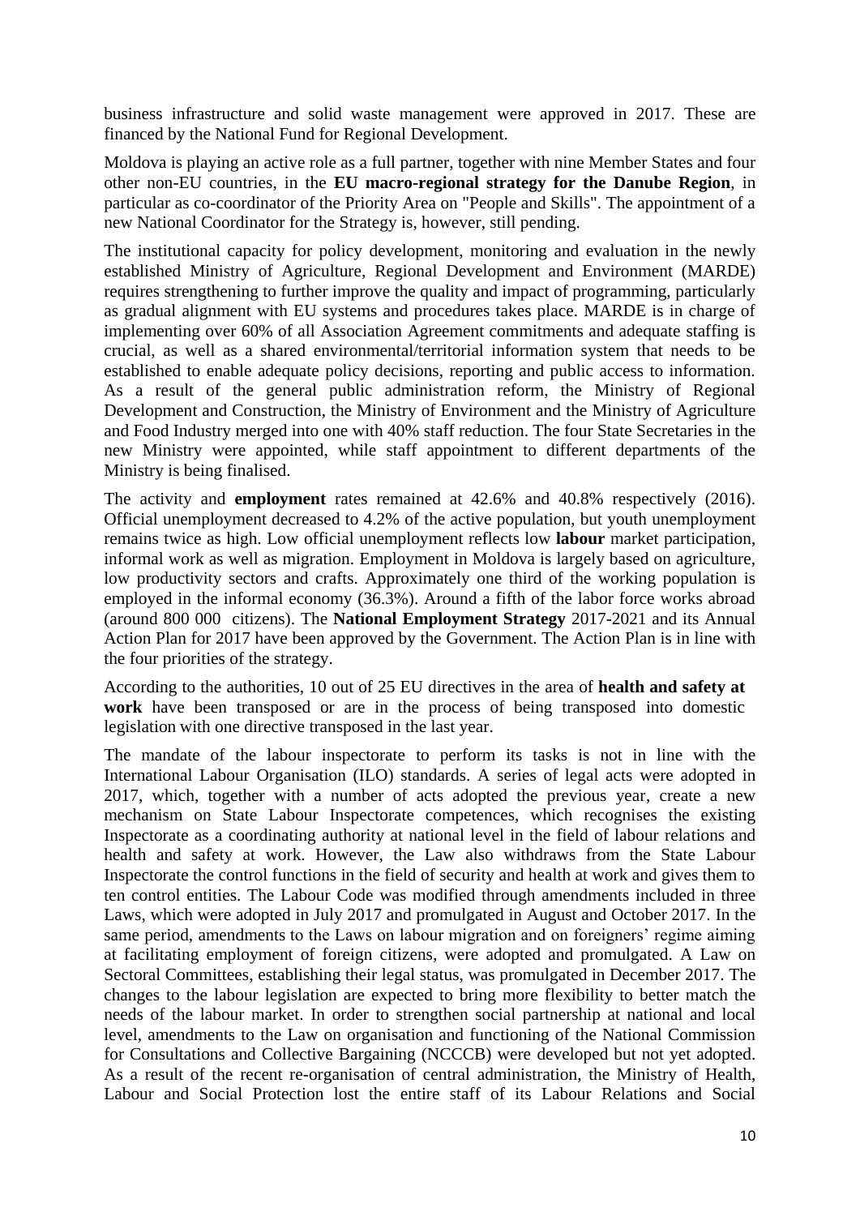business infrastructure and solid waste management were approved in 2017. These are financed by the National Fund for Regional Development.

Moldova is playing an active role as a full partner, together with nine Member States and four other non-EU countries, in the **EU macro-regional strategy for the Danube Region**, in particular as co-coordinator of the Priority Area on "People and Skills". The appointment of a new National Coordinator for the Strategy is, however, still pending.

The institutional capacity for policy development, monitoring and evaluation in the newly established Ministry of Agriculture, Regional Development and Environment (MARDE) requires strengthening to further improve the quality and impact of programming, particularly as gradual alignment with EU systems and procedures takes place. MARDE is in charge of implementing over 60% of all Association Agreement commitments and adequate staffing is crucial, as well as a shared environmental/territorial information system that needs to be established to enable adequate policy decisions, reporting and public access to information. As a result of the general public administration reform, the Ministry of Regional Development and Construction, the Ministry of Environment and the Ministry of Agriculture and Food Industry merged into one with 40% staff reduction. The four State Secretaries in the new Ministry were appointed, while staff appointment to different departments of the Ministry is being finalised.

The activity and **employment** rates remained at 42.6% and 40.8% respectively (2016). Official unemployment decreased to 4.2% of the active population, but youth unemployment remains twice as high. Low official unemployment reflects low **labour** market participation, informal work as well as migration. Employment in Moldova is largely based on agriculture, low productivity sectors and crafts. Approximately one third of the working population is employed in the informal economy (36.3%). Around a fifth of the labor force works abroad (around 800 000 citizens). The **National Employment Strategy** 2017-2021 and its Annual Action Plan for 2017 have been approved by the Government. The Action Plan is in line with the four priorities of the strategy.

According to the authorities, 10 out of 25 EU directives in the area of **health and safety at work** have been transposed or are in the process of being transposed into domestic legislation with one directive transposed in the last year.

The mandate of the labour inspectorate to perform its tasks is not in line with the International Labour Organisation (ILO) standards. A series of legal acts were adopted in 2017, which, together with a number of acts adopted the previous year, create a new mechanism on State Labour Inspectorate competences, which recognises the existing Inspectorate as a coordinating authority at national level in the field of labour relations and health and safety at work. However, the Law also withdraws from the State Labour Inspectorate the control functions in the field of security and health at work and gives them to ten control entities. The Labour Code was modified through amendments included in three Laws, which were adopted in July 2017 and promulgated in August and October 2017. In the same period, amendments to the Laws on labour migration and on foreigners' regime aiming at facilitating employment of foreign citizens, were adopted and promulgated. A Law on Sectoral Committees, establishing their legal status, was promulgated in December 2017. The changes to the labour legislation are expected to bring more flexibility to better match the needs of the labour market. In order to strengthen social partnership at national and local level, amendments to the Law on organisation and functioning of the National Commission for Consultations and Collective Bargaining (NCCCB) were developed but not yet adopted. As a result of the recent re-organisation of central administration, the Ministry of Health, Labour and Social Protection lost the entire staff of its Labour Relations and Social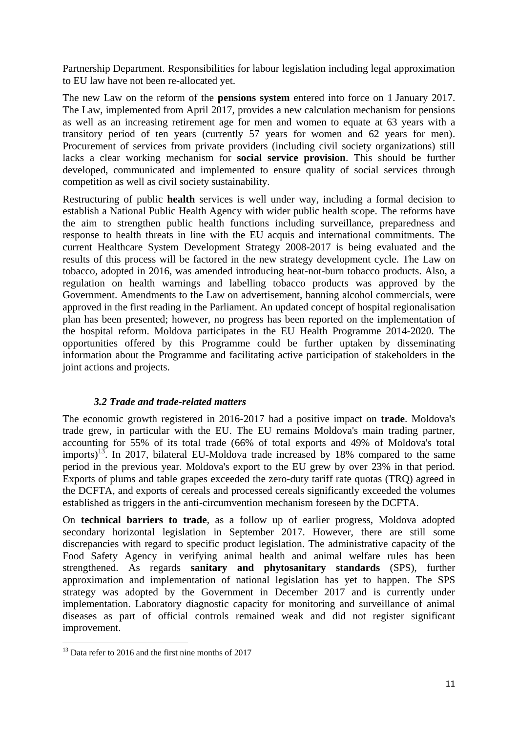Partnership Department. Responsibilities for labour legislation including legal approximation to EU law have not been re-allocated yet.

The new Law on the reform of the **pensions system** entered into force on 1 January 2017. The Law, implemented from April 2017, provides a new calculation mechanism for pensions as well as an increasing retirement age for men and women to equate at 63 years with a transitory period of ten years (currently 57 years for women and 62 years for men). Procurement of services from private providers (including civil society organizations) still lacks a clear working mechanism for **social service provision**. This should be further developed, communicated and implemented to ensure quality of social services through competition as well as civil society sustainability.

Restructuring of public **health** services is well under way, including a formal decision to establish a National Public Health Agency with wider public health scope. The reforms have the aim to strengthen public health functions including surveillance, preparedness and response to health threats in line with the EU acquis and international commitments. The current Healthcare System Development Strategy 2008-2017 is being evaluated and the results of this process will be factored in the new strategy development cycle. The Law on tobacco, adopted in 2016, was amended introducing heat-not-burn tobacco products. Also, a regulation on health warnings and labelling tobacco products was approved by the Government. Amendments to the Law on advertisement, banning alcohol commercials, were approved in the first reading in the Parliament. An updated concept of hospital regionalisation plan has been presented; however, no progress has been reported on the implementation of the hospital reform. Moldova participates in the EU Health Programme 2014-2020. The opportunities offered by this Programme could be further uptaken by disseminating information about the Programme and facilitating active participation of stakeholders in the joint actions and projects.

### *3.2 Trade and trade-related matters*

The economic growth registered in 2016-2017 had a positive impact on **trade**. Moldova's trade grew, in particular with the EU. The EU remains Moldova's main trading partner, accounting for 55% of its total trade (66% of total exports and 49% of Moldova's total imports)[13]. In 2017, bilateral EU-Moldova trade increased by 18% compared to the same period in the previous year. Moldova's export to the EU grew by over 23% in that period. Exports of plums and table grapes exceeded the zero-duty tariff rate quotas (TRQ) agreed in the DCFTA, and exports of cereals and processed cereals significantly exceeded the volumes established as triggers in the anti-circumvention mechanism foreseen by the DCFTA.

On **technical barriers to trade**, as a follow up of earlier progress, Moldova adopted secondary horizontal legislation in September 2017. However, there are still some discrepancies with regard to specific product legislation. The administrative capacity of the Food Safety Agency in verifying animal health and animal welfare rules has been strengthened. As regards **sanitary and phytosanitary standards** (SPS), further approximation and implementation of national legislation has yet to happen. The SPS strategy was adopted by the Government in December 2017 and is currently under implementation. Laboratory diagnostic capacity for monitoring and surveillance of animal diseases as part of official controls remained weak and did not register significant improvement.

[13] Data refer to 2016 and the first nine months of 2017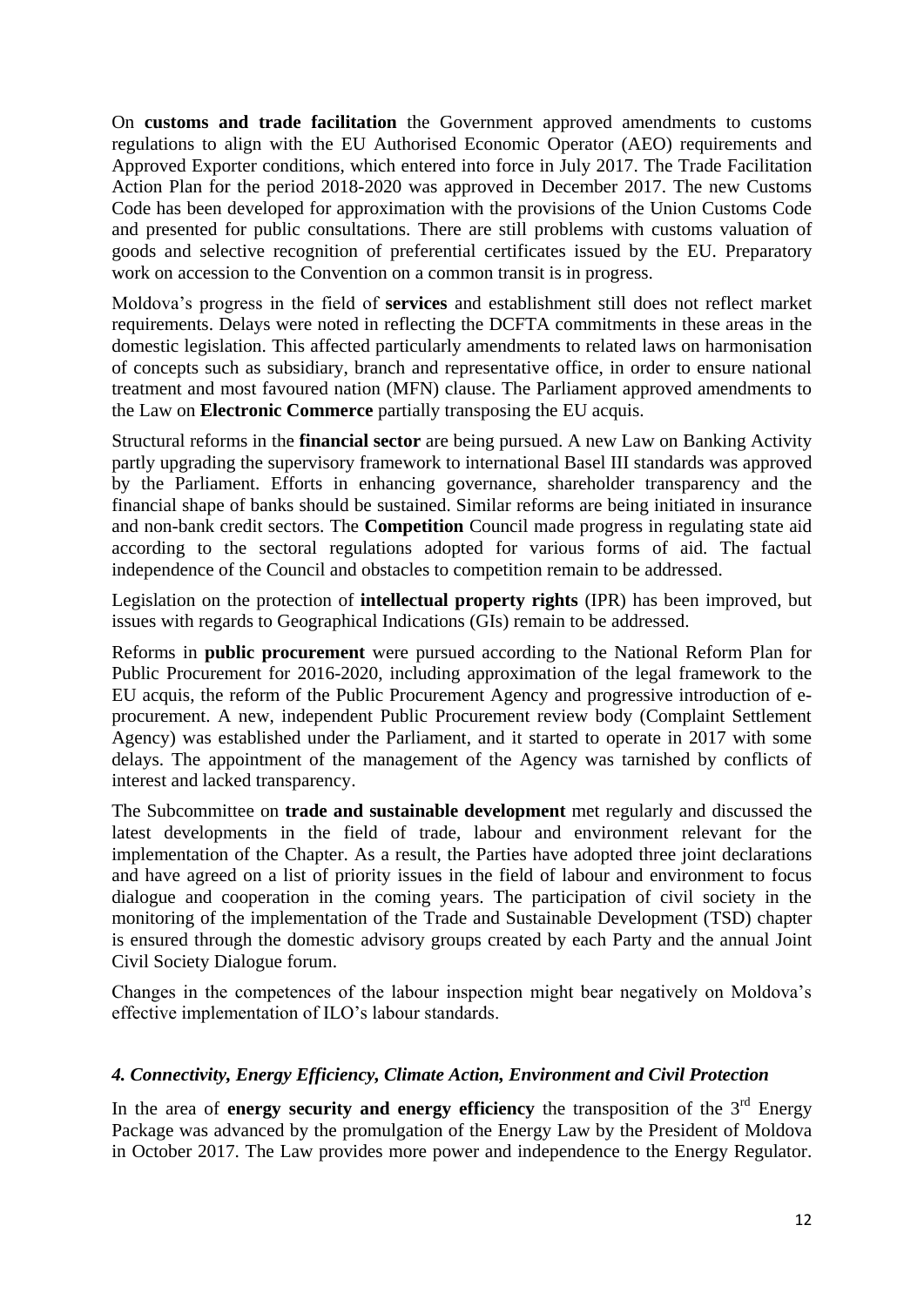On **customs and trade facilitation** the Government approved amendments to customs regulations to align with the EU Authorised Economic Operator (AEO) requirements and Approved Exporter conditions, which entered into force in July 2017. The Trade Facilitation Action Plan for the period 2018-2020 was approved in December 2017. The new Customs Code has been developed for approximation with the provisions of the Union Customs Code and presented for public consultations. There are still problems with customs valuation of goods and selective recognition of preferential certificates issued by the EU. Preparatory work on accession to the Convention on a common transit is in progress.

Moldova's progress in the field of **services** and establishment still does not reflect market requirements. Delays were noted in reflecting the DCFTA commitments in these areas in the domestic legislation. This affected particularly amendments to related laws on harmonisation of concepts such as subsidiary, branch and representative office, in order to ensure national treatment and most favoured nation (MFN) clause. The Parliament approved amendments to the Law on **Electronic Commerce** partially transposing the EU acquis.

Structural reforms in the **financial sector** are being pursued. A new Law on Banking Activity partly upgrading the supervisory framework to international Basel III standards was approved by the Parliament. Efforts in enhancing governance, shareholder transparency and the financial shape of banks should be sustained. Similar reforms are being initiated in insurance and non-bank credit sectors. The **Competition** Council made progress in regulating state aid according to the sectoral regulations adopted for various forms of aid. The factual independence of the Council and obstacles to competition remain to be addressed.

Legislation on the protection of **intellectual property rights** (IPR) has been improved, but issues with regards to Geographical Indications (GIs) remain to be addressed.

Reforms in **public procurement** were pursued according to the National Reform Plan for Public Procurement for 2016-2020, including approximation of the legal framework to the EU acquis, the reform of the Public Procurement Agency and progressive introduction of e-procurement. A new, independent Public Procurement review body (Complaint Settlement Agency) was established under the Parliament, and it started to operate in 2017 with some delays. The appointment of the management of the Agency was tarnished by conflicts of interest and lacked transparency.

The Subcommittee on **trade and sustainable development** met regularly and discussed the latest developments in the field of trade, labour and environment relevant for the implementation of the Chapter. As a result, the Parties have adopted three joint declarations and have agreed on a list of priority issues in the field of labour and environment to focus dialogue and cooperation in the coming years. The participation of civil society in the monitoring of the implementation of the Trade and Sustainable Development (TSD) chapter is ensured through the domestic advisory groups created by each Party and the annual Joint Civil Society Dialogue forum.

Changes in the competences of the labour inspection might bear negatively on Moldova's effective implementation of ILO's labour standards.

### *4. Connectivity, Energy Efficiency, Climate Action, Environment and Civil Protection*

In the area of **energy security and energy efficiency** the transposition of the 3rd Energy Package was advanced by the promulgation of the Energy Law by the President of Moldova in October 2017. The Law provides more power and independence to the Energy Regulator.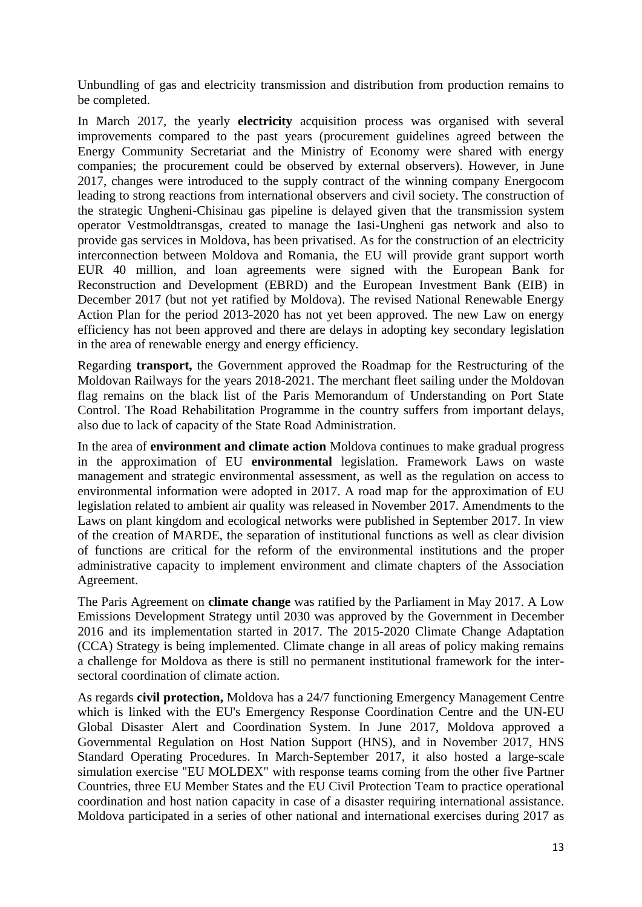Unbundling of gas and electricity transmission and distribution from production remains to be completed.

In March 2017, the yearly **electricity** acquisition process was organised with several improvements compared to the past years (procurement guidelines agreed between the Energy Community Secretariat and the Ministry of Economy were shared with energy companies; the procurement could be observed by external observers). However, in June 2017, changes were introduced to the supply contract of the winning company Energocom leading to strong reactions from international observers and civil society. The construction of the strategic Ungheni-Chisinau gas pipeline is delayed given that the transmission system operator Vestmoldtransgas, created to manage the Iasi-Ungheni gas network and also to provide gas services in Moldova, has been privatised. As for the construction of an electricity interconnection between Moldova and Romania, the EU will provide grant support worth EUR 40 million, and loan agreements were signed with the European Bank for Reconstruction and Development (EBRD) and the European Investment Bank (EIB) in December 2017 (but not yet ratified by Moldova). The revised National Renewable Energy Action Plan for the period 2013-2020 has not yet been approved. The new Law on energy efficiency has not been approved and there are delays in adopting key secondary legislation in the area of renewable energy and energy efficiency.

Regarding **transport,** the Government approved the Roadmap for the Restructuring of the Moldovan Railways for the years 2018-2021. The merchant fleet sailing under the Moldovan flag remains on the black list of the Paris Memorandum of Understanding on Port State Control. The Road Rehabilitation Programme in the country suffers from important delays, also due to lack of capacity of the State Road Administration.

In the area of **environment and climate action** Moldova continues to make gradual progress in the approximation of EU **environmental** legislation. Framework Laws on waste management and strategic environmental assessment, as well as the regulation on access to environmental information were adopted in 2017. A road map for the approximation of EU legislation related to ambient air quality was released in November 2017. Amendments to the Laws on plant kingdom and ecological networks were published in September 2017. In view of the creation of MARDE, the separation of institutional functions as well as clear division of functions are critical for the reform of the environmental institutions and the proper administrative capacity to implement environment and climate chapters of the Association Agreement.

The Paris Agreement on **climate change** was ratified by the Parliament in May 2017. A Low Emissions Development Strategy until 2030 was approved by the Government in December 2016 and its implementation started in 2017. The 2015-2020 Climate Change Adaptation (CCA) Strategy is being implemented. Climate change in all areas of policy making remains a challenge for Moldova as there is still no permanent institutional framework for the inter-sectoral coordination of climate action.

As regards **civil protection,** Moldova has a 24/7 functioning Emergency Management Centre which is linked with the EU's Emergency Response Coordination Centre and the UN-EU Global Disaster Alert and Coordination System. In June 2017, Moldova approved a Governmental Regulation on Host Nation Support (HNS), and in November 2017, HNS Standard Operating Procedures. In March-September 2017, it also hosted a large-scale simulation exercise "EU MOLDEX" with response teams coming from the other five Partner Countries, three EU Member States and the EU Civil Protection Team to practice operational coordination and host nation capacity in case of a disaster requiring international assistance. Moldova participated in a series of other national and international exercises during 2017 as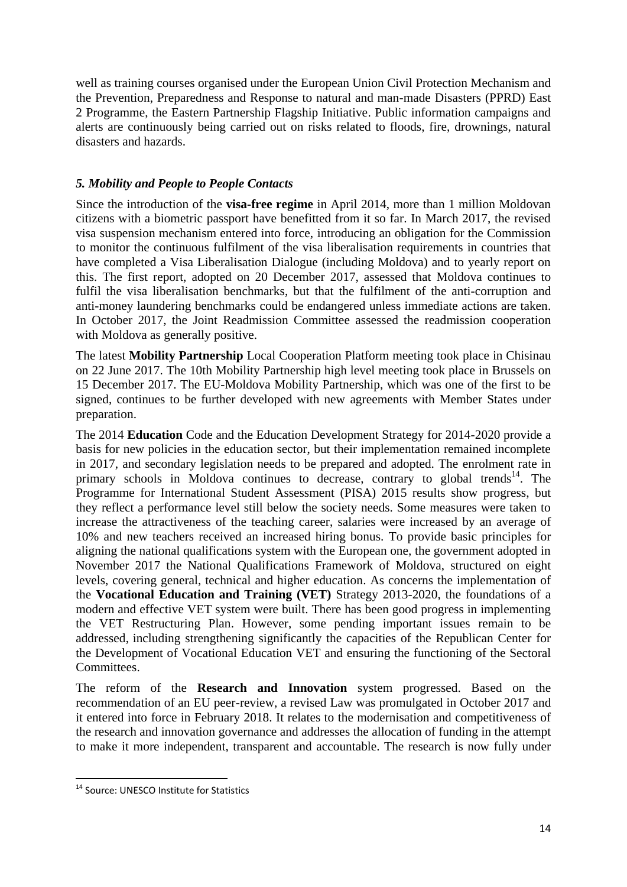well as training courses organised under the European Union Civil Protection Mechanism and the Prevention, Preparedness and Response to natural and man-made Disasters (PPRD) East 2 Programme, the Eastern Partnership Flagship Initiative. Public information campaigns and alerts are continuously being carried out on risks related to floods, fire, drownings, natural disasters and hazards.

### *5. Mobility and People to People Contacts*

Since the introduction of the **visa-free regime** in April 2014, more than 1 million Moldovan citizens with a biometric passport have benefitted from it so far. In March 2017, the revised visa suspension mechanism entered into force, introducing an obligation for the Commission to monitor the continuous fulfilment of the visa liberalisation requirements in countries that have completed a Visa Liberalisation Dialogue (including Moldova) and to yearly report on this. The first report, adopted on 20 December 2017, assessed that Moldova continues to fulfil the visa liberalisation benchmarks, but that the fulfilment of the anti-corruption and anti-money laundering benchmarks could be endangered unless immediate actions are taken. In October 2017, the Joint Readmission Committee assessed the readmission cooperation with Moldova as generally positive.

The latest **Mobility Partnership** Local Cooperation Platform meeting took place in Chisinau on 22 June 2017. The 10th Mobility Partnership high level meeting took place in Brussels on 15 December 2017. The EU-Moldova Mobility Partnership, which was one of the first to be signed, continues to be further developed with new agreements with Member States under preparation.

The 2014 **Education** Code and the Education Development Strategy for 2014-2020 provide a basis for new policies in the education sector, but their implementation remained incomplete in 2017, and secondary legislation needs to be prepared and adopted. The enrolment rate in primary schools in Moldova continues to decrease, contrary to global trends[14]. The Programme for International Student Assessment (PISA) 2015 results show progress, but they reflect a performance level still below the society needs. Some measures were taken to increase the attractiveness of the teaching career, salaries were increased by an average of 10% and new teachers received an increased hiring bonus. To provide basic principles for aligning the national qualifications system with the European one, the government adopted in November 2017 the National Qualifications Framework of Moldova, structured on eight levels, covering general, technical and higher education. As concerns the implementation of the **Vocational Education and Training (VET)** Strategy 2013-2020, the foundations of a modern and effective VET system were built. There has been good progress in implementing the VET Restructuring Plan. However, some pending important issues remain to be addressed, including strengthening significantly the capacities of the Republican Center for the Development of Vocational Education VET and ensuring the functioning of the Sectoral Committees.

The reform of the **Research and Innovation** system progressed. Based on the recommendation of an EU peer-review, a revised Law was promulgated in October 2017 and it entered into force in February 2018. It relates to the modernisation and competitiveness of the research and innovation governance and addresses the allocation of funding in the attempt to make it more independent, transparent and accountable. The research is now fully under

[14] Source: UNESCO Institute for Statistics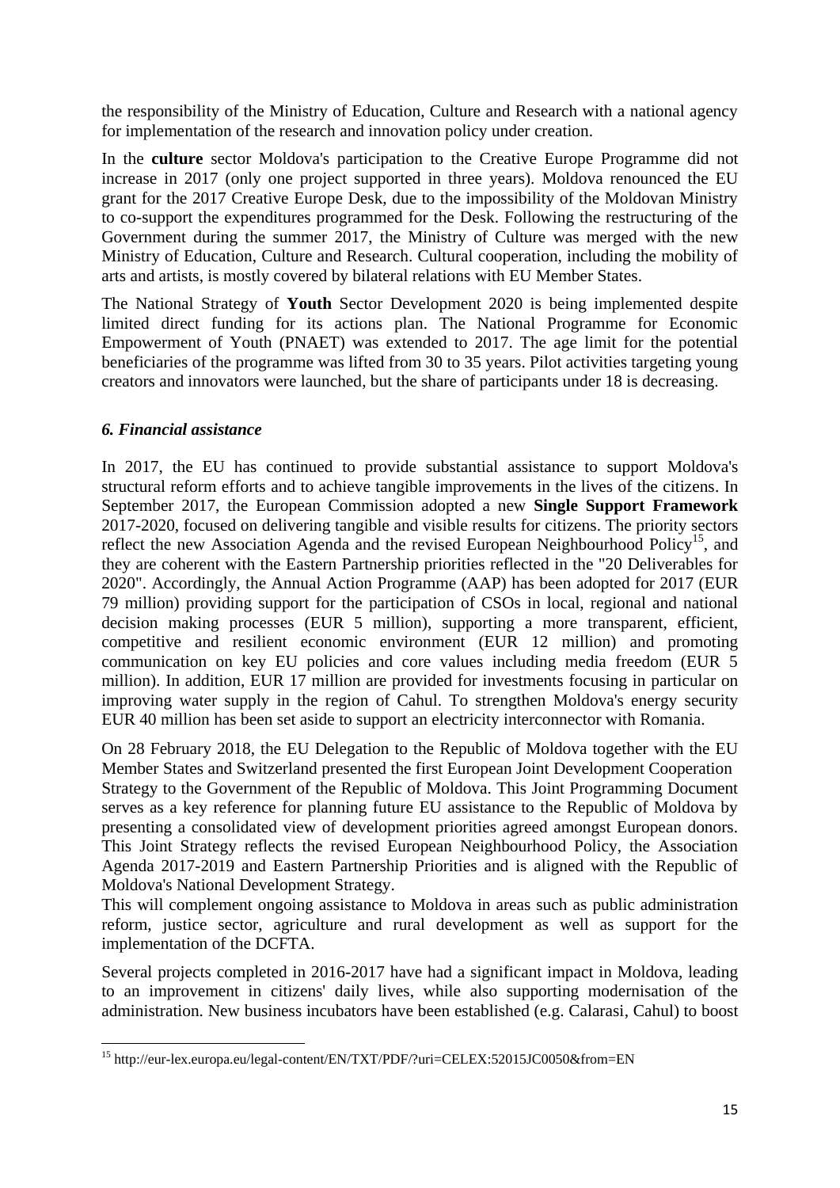the responsibility of the Ministry of Education, Culture and Research with a national agency for implementation of the research and innovation policy under creation.

In the **culture** sector Moldova's participation to the Creative Europe Programme did not increase in 2017 (only one project supported in three years). Moldova renounced the EU grant for the 2017 Creative Europe Desk, due to the impossibility of the Moldovan Ministry to co-support the expenditures programmed for the Desk. Following the restructuring of the Government during the summer 2017, the Ministry of Culture was merged with the new Ministry of Education, Culture and Research. Cultural cooperation, including the mobility of arts and artists, is mostly covered by bilateral relations with EU Member States.

The National Strategy of **Youth** Sector Development 2020 is being implemented despite limited direct funding for its actions plan. The National Programme for Economic Empowerment of Youth (PNAET) was extended to 2017. The age limit for the potential beneficiaries of the programme was lifted from 30 to 35 years. Pilot activities targeting young creators and innovators were launched, but the share of participants under 18 is decreasing.

### *6. Financial assistance*

In 2017, the EU has continued to provide substantial assistance to support Moldova's structural reform efforts and to achieve tangible improvements in the lives of the citizens. In September 2017, the European Commission adopted a new **Single Support Framework** 2017-2020, focused on delivering tangible and visible results for citizens. The priority sectors reflect the new Association Agenda and the revised European Neighbourhood Policy[15], and they are coherent with the Eastern Partnership priorities reflected in the "20 Deliverables for 2020". Accordingly, the Annual Action Programme (AAP) has been adopted for 2017 (EUR 79 million) providing support for the participation of CSOs in local, regional and national decision making processes (EUR 5 million), supporting a more transparent, efficient, competitive and resilient economic environment (EUR 12 million) and promoting communication on key EU policies and core values including media freedom (EUR 5 million). In addition, EUR 17 million are provided for investments focusing in particular on improving water supply in the region of Cahul. To strengthen Moldova's energy security EUR 40 million has been set aside to support an electricity interconnector with Romania.

On 28 February 2018, the EU Delegation to the Republic of Moldova together with the EU Member States and Switzerland presented the first European Joint Development Cooperation Strategy to the Government of the Republic of Moldova. This Joint Programming Document serves as a key reference for planning future EU assistance to the Republic of Moldova by presenting a consolidated view of development priorities agreed amongst European donors. This Joint Strategy reflects the revised European Neighbourhood Policy, the Association Agenda 2017-2019 and Eastern Partnership Priorities and is aligned with the Republic of Moldova's National Development Strategy.

This will complement ongoing assistance to Moldova in areas such as public administration reform, justice sector, agriculture and rural development as well as support for the implementation of the DCFTA.

Several projects completed in 2016-2017 have had a significant impact in Moldova, leading to an improvement in citizens' daily lives, while also supporting modernisation of the administration. New business incubators have been established (e.g. Calarasi, Cahul) to boost

[15] http://eur-lex.europa.eu/legal-content/EN/TXT/PDF/?uri=CELEX:52015JC0050&from=EN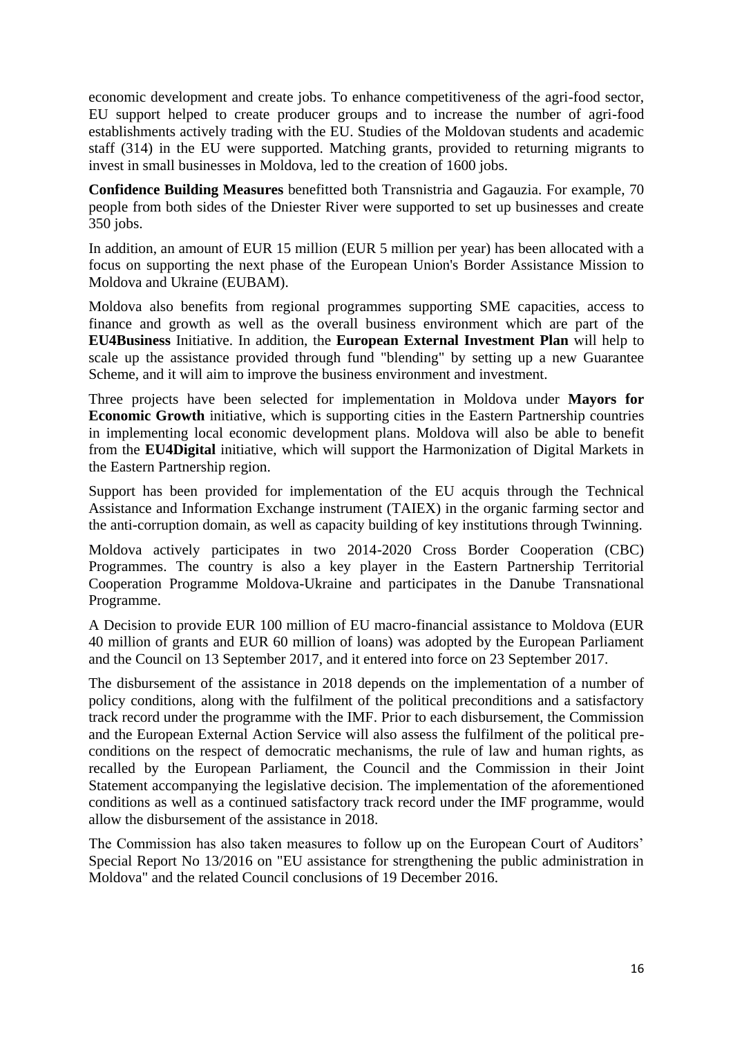economic development and create jobs. To enhance competitiveness of the agri-food sector, EU support helped to create producer groups and to increase the number of agri-food establishments actively trading with the EU. Studies of the Moldovan students and academic staff (314) in the EU were supported. Matching grants, provided to returning migrants to invest in small businesses in Moldova, led to the creation of 1600 jobs.

**Confidence Building Measures** benefitted both Transnistria and Gagauzia. For example, 70 people from both sides of the Dniester River were supported to set up businesses and create 350 jobs.

In addition, an amount of EUR 15 million (EUR 5 million per year) has been allocated with a focus on supporting the next phase of the European Union's Border Assistance Mission to Moldova and Ukraine (EUBAM).

Moldova also benefits from regional programmes supporting SME capacities, access to finance and growth as well as the overall business environment which are part of the **EU4Business** Initiative. In addition, the **European External Investment Plan** will help to scale up the assistance provided through fund "blending" by setting up a new Guarantee Scheme, and it will aim to improve the business environment and investment.

Three projects have been selected for implementation in Moldova under **Mayors for Economic Growth** initiative, which is supporting cities in the Eastern Partnership countries in implementing local economic development plans. Moldova will also be able to benefit from the **EU4Digital** initiative, which will support the Harmonization of Digital Markets in the Eastern Partnership region.

Support has been provided for implementation of the EU acquis through the Technical Assistance and Information Exchange instrument (TAIEX) in the organic farming sector and the anti-corruption domain, as well as capacity building of key institutions through Twinning.

Moldova actively participates in two 2014-2020 Cross Border Cooperation (CBC) Programmes. The country is also a key player in the Eastern Partnership Territorial Cooperation Programme Moldova-Ukraine and participates in the Danube Transnational Programme.

A Decision to provide EUR 100 million of EU macro-financial assistance to Moldova (EUR 40 million of grants and EUR 60 million of loans) was adopted by the European Parliament and the Council on 13 September 2017, and it entered into force on 23 September 2017.

The disbursement of the assistance in 2018 depends on the implementation of a number of policy conditions, along with the fulfilment of the political preconditions and a satisfactory track record under the programme with the IMF. Prior to each disbursement, the Commission and the European External Action Service will also assess the fulfilment of the political pre-conditions on the respect of democratic mechanisms, the rule of law and human rights, as recalled by the European Parliament, the Council and the Commission in their Joint Statement accompanying the legislative decision. The implementation of the aforementioned conditions as well as a continued satisfactory track record under the IMF programme, would allow the disbursement of the assistance in 2018.

The Commission has also taken measures to follow up on the European Court of Auditors' Special Report No 13/2016 on "EU assistance for strengthening the public administration in Moldova" and the related Council conclusions of 19 December 2016.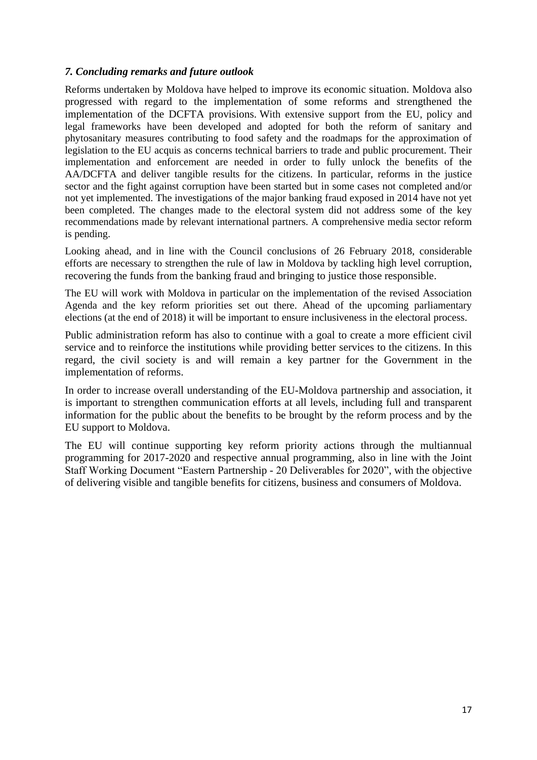### *7. Concluding remarks and future outlook*

Reforms undertaken by Moldova have helped to improve its economic situation. Moldova also progressed with regard to the implementation of some reforms and strengthened the implementation of the DCFTA provisions. With extensive support from the EU, policy and legal frameworks have been developed and adopted for both the reform of sanitary and phytosanitary measures contributing to food safety and the roadmaps for the approximation of legislation to the EU acquis as concerns technical barriers to trade and public procurement. Their implementation and enforcement are needed in order to fully unlock the benefits of the AA/DCFTA and deliver tangible results for the citizens. In particular, reforms in the justice sector and the fight against corruption have been started but in some cases not completed and/or not yet implemented. The investigations of the major banking fraud exposed in 2014 have not yet been completed. The changes made to the electoral system did not address some of the key recommendations made by relevant international partners. A comprehensive media sector reform is pending.

Looking ahead, and in line with the Council conclusions of 26 February 2018, considerable efforts are necessary to strengthen the rule of law in Moldova by tackling high level corruption, recovering the funds from the banking fraud and bringing to justice those responsible.

The EU will work with Moldova in particular on the implementation of the revised Association Agenda and the key reform priorities set out there. Ahead of the upcoming parliamentary elections (at the end of 2018) it will be important to ensure inclusiveness in the electoral process.

Public administration reform has also to continue with a goal to create a more efficient civil service and to reinforce the institutions while providing better services to the citizens. In this regard, the civil society is and will remain a key partner for the Government in the implementation of reforms.

In order to increase overall understanding of the EU-Moldova partnership and association, it is important to strengthen communication efforts at all levels, including full and transparent information for the public about the benefits to be brought by the reform process and by the EU support to Moldova.

The EU will continue supporting key reform priority actions through the multiannual programming for 2017-2020 and respective annual programming, also in line with the Joint Staff Working Document "Eastern Partnership - 20 Deliverables for 2020", with the objective of delivering visible and tangible benefits for citizens, business and consumers of Moldova.